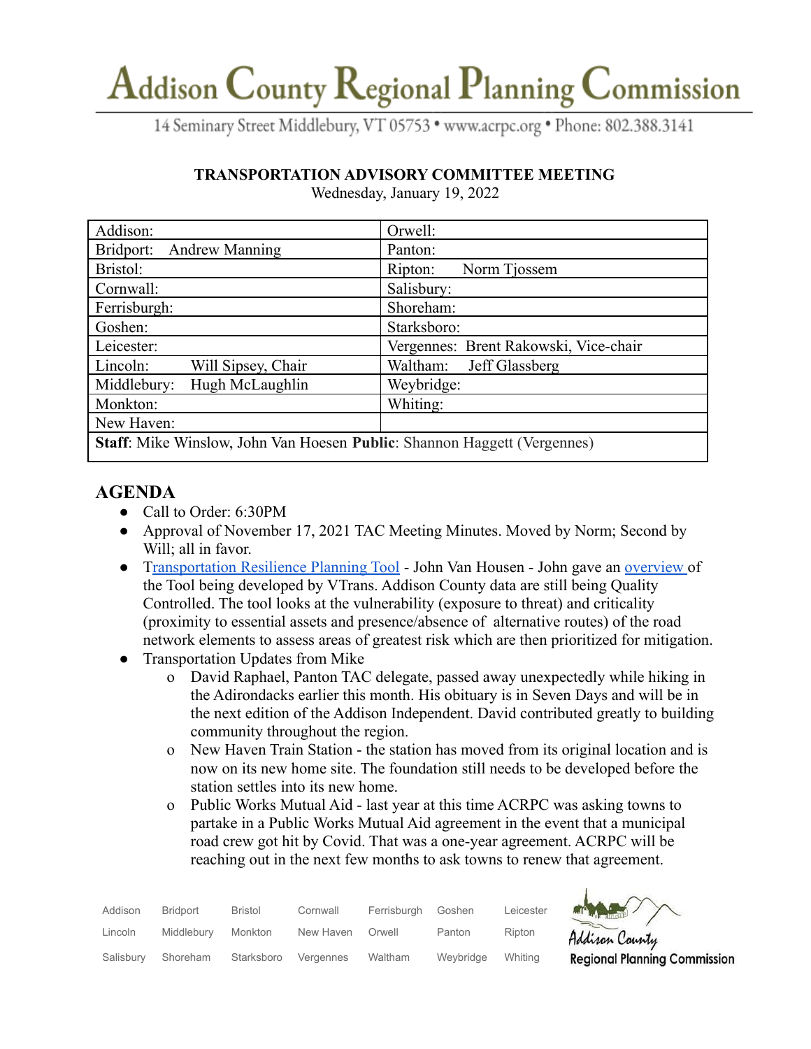# Addison County Regional Planning Commission

14 Seminary Street Middlebury, VT 05753 • www.acrpc.org • Phone: 802.388.3141

**TRANSPORTATION ADVISORY COMMITTEE MEETING**

Wednesday, January 19, 2022

| Addison: | Orwell: |
|---|---|
| Bridport: Andrew Manning | Panton: |
| Bristol: | Ripton: Norm Tjossem |
| Cornwall: | Salisbury: |
| Ferrisburgh: | Shoreham: |
| Goshen: | Starksboro: |
| Leicester: | Vergennes: Brent Rakowski, Vice-chair |
| Lincoln: Will Sipsey, Chair | Waltham: Jeff Glassberg |
| Middlebury: Hugh McLaughlin | Weybridge: |
| Monkton: | Whiting: |
| New Haven: | |
| **Staff**: Mike Winslow, John Van Hoesen **Public**: Shannon Haggett (Vergennes) | |

## AGENDA

- Call to Order: 6:30PM
- Approval of November 17, 2021 TAC Meeting Minutes. Moved by Norm; Second by Will; all in favor.
- Transportation Resilience Planning Tool - John Van Housen - John gave an overview of the Tool being developed by VTrans. Addison County data are still being Quality Controlled. The tool looks at the vulnerability (exposure to threat) and criticality (proximity to essential assets and presence/absence of alternative routes) of the road network elements to assess areas of greatest risk which are then prioritized for mitigation.
- Transportation Updates from Mike
  - o David Raphael, Panton TAC delegate, passed away unexpectedly while hiking in the Adirondacks earlier this month. His obituary is in Seven Days and will be in the next edition of the Addison Independent. David contributed greatly to building community throughout the region.
  - o New Haven Train Station - the station has moved from its original location and is now on its new home site. The foundation still needs to be developed before the station settles into its new home.
  - o Public Works Mutual Aid - last year at this time ACRPC was asking towns to partake in a Public Works Mutual Aid agreement in the event that a municipal road crew got hit by Covid. That was a one-year agreement. ACRPC will be reaching out in the next few months to ask towns to renew that agreement.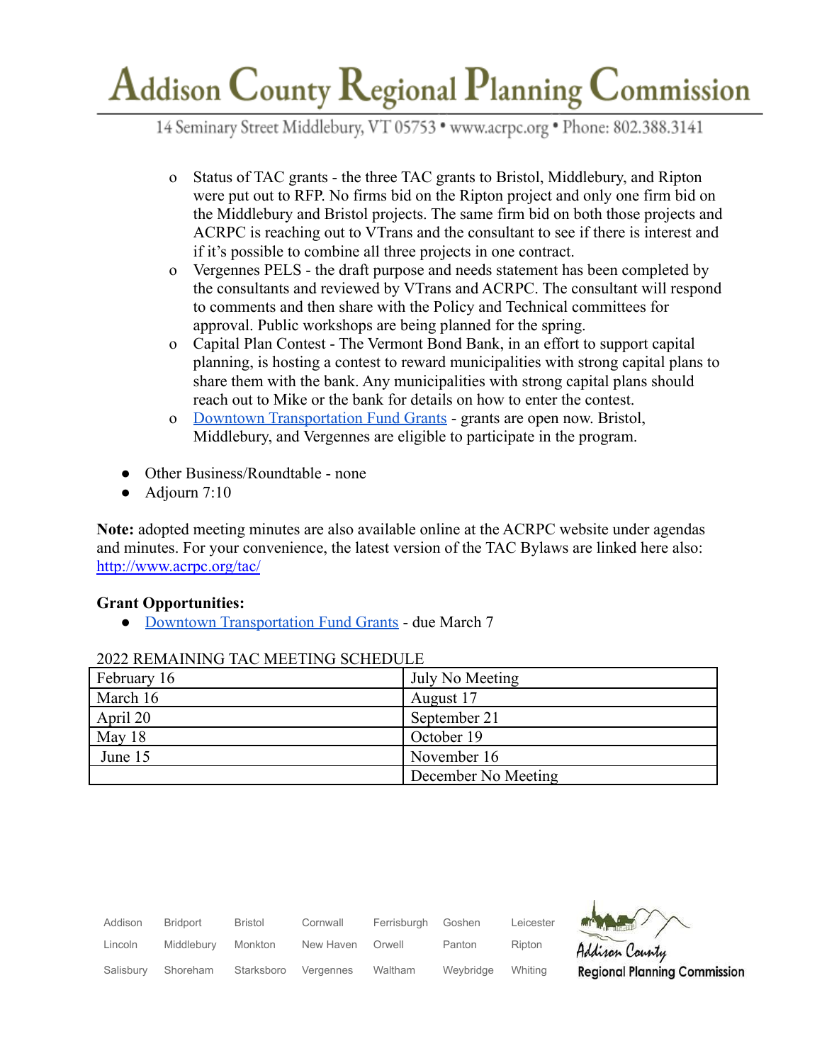- Status of TAC grants - the three TAC grants to Bristol, Middlebury, and Ripton were put out to RFP. No firms bid on the Ripton project and only one firm bid on the Middlebury and Bristol projects. The same firm bid on both those projects and ACRPC is reaching out to VTrans and the consultant to see if there is interest and if it's possible to combine all three projects in one contract.
- Vergennes PELS - the draft purpose and needs statement has been completed by the consultants and reviewed by VTrans and ACRPC. The consultant will respond to comments and then share with the Policy and Technical committees for approval. Public workshops are being planned for the spring.
- Capital Plan Contest - The Vermont Bond Bank, in an effort to support capital planning, is hosting a contest to reward municipalities with strong capital plans to share them with the bank. Any municipalities with strong capital plans should reach out to Mike or the bank for details on how to enter the contest.
- Downtown Transportation Fund Grants - grants are open now. Bristol, Middlebury, and Vergennes are eligible to participate in the program.

- Other Business/Roundtable - none
- Adjourn 7:10

**Note:** adopted meeting minutes are also available online at the ACRPC website under agendas and minutes. For your convenience, the latest version of the TAC Bylaws are linked here also: http://www.acrpc.org/tac/

**Grant Opportunities:**

- Downtown Transportation Fund Grants - due March 7

2022 REMAINING TAC MEETING SCHEDULE

| | |
|---|---|
| February 16 | July No Meeting |
| March 16 | August 17 |
| April 20 | September 21 |
| May 18 | October 19 |
| June 15 | November 16 |
| | December No Meeting |